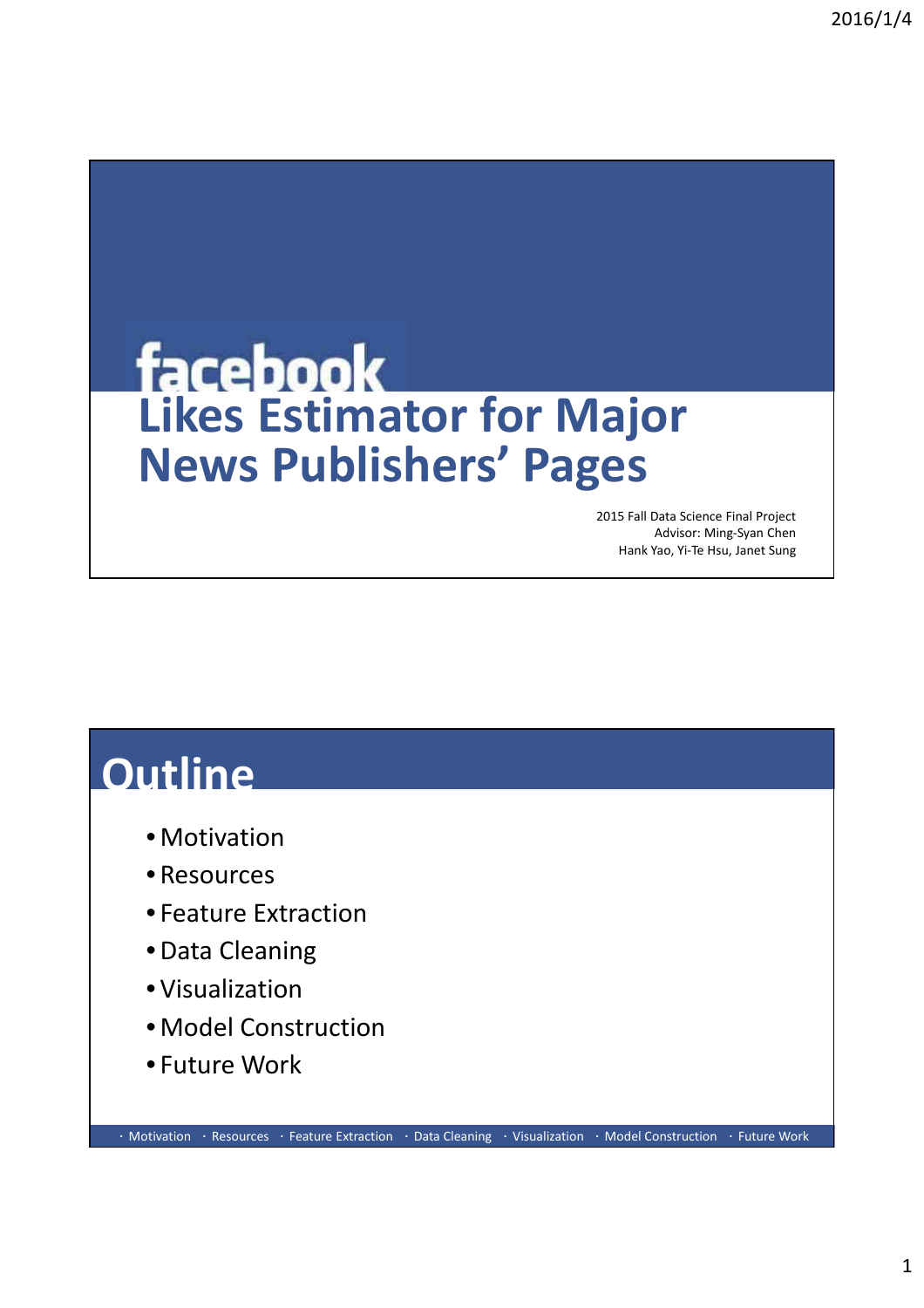# facebook Likes Estimator for Major News Publishers' Pages

2015 Fall Data Science Final Project
Advisor: Ming-Syan Chen
Hank Yao, Yi-Te Hsu, Janet Sung

## Outline

- Motivation
- Resources
- Feature Extraction
- Data Cleaning
- Visualization
- Model Construction
- Future Work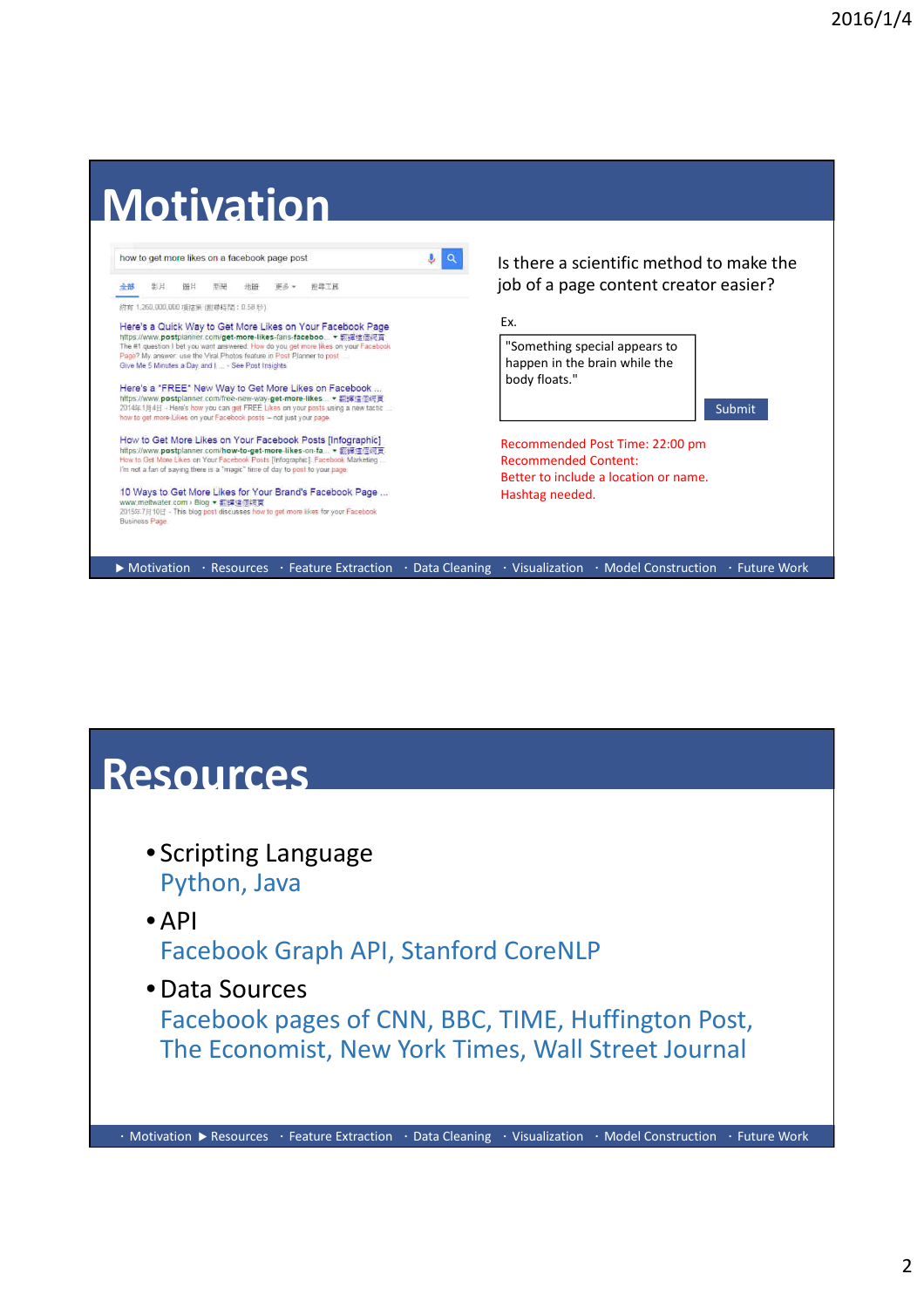# Motivation

how to get more likes on a facebook page post

Here's a Quick Way to Get More Likes on Your Facebook Page

Here's a "FREE" New Way to Get More Likes on Facebook ...

How to Get More Likes on Your Facebook Posts [Infographic]

10 Ways to Get More Likes for Your Brand's Facebook Page ...

Is there a scientific method to make the job of a page content creator easier?

Ex.

"Something special appears to happen in the brain while the body floats."

Submit

Recommended Post Time: 22:00 pm
Recommended Content:
Better to include a location or name.
Hashtag needed.

▶ Motivation · Resources · Feature Extraction · Data Cleaning · Visualization · Model Construction · Future Work

# Resources

- Scripting Language
  Python, Java
- API
  Facebook Graph API, Stanford CoreNLP
- Data Sources
  Facebook pages of CNN, BBC, TIME, Huffington Post, The Economist, New York Times, Wall Street Journal

· Motivation ▶ Resources · Feature Extraction · Data Cleaning · Visualization · Model Construction · Future Work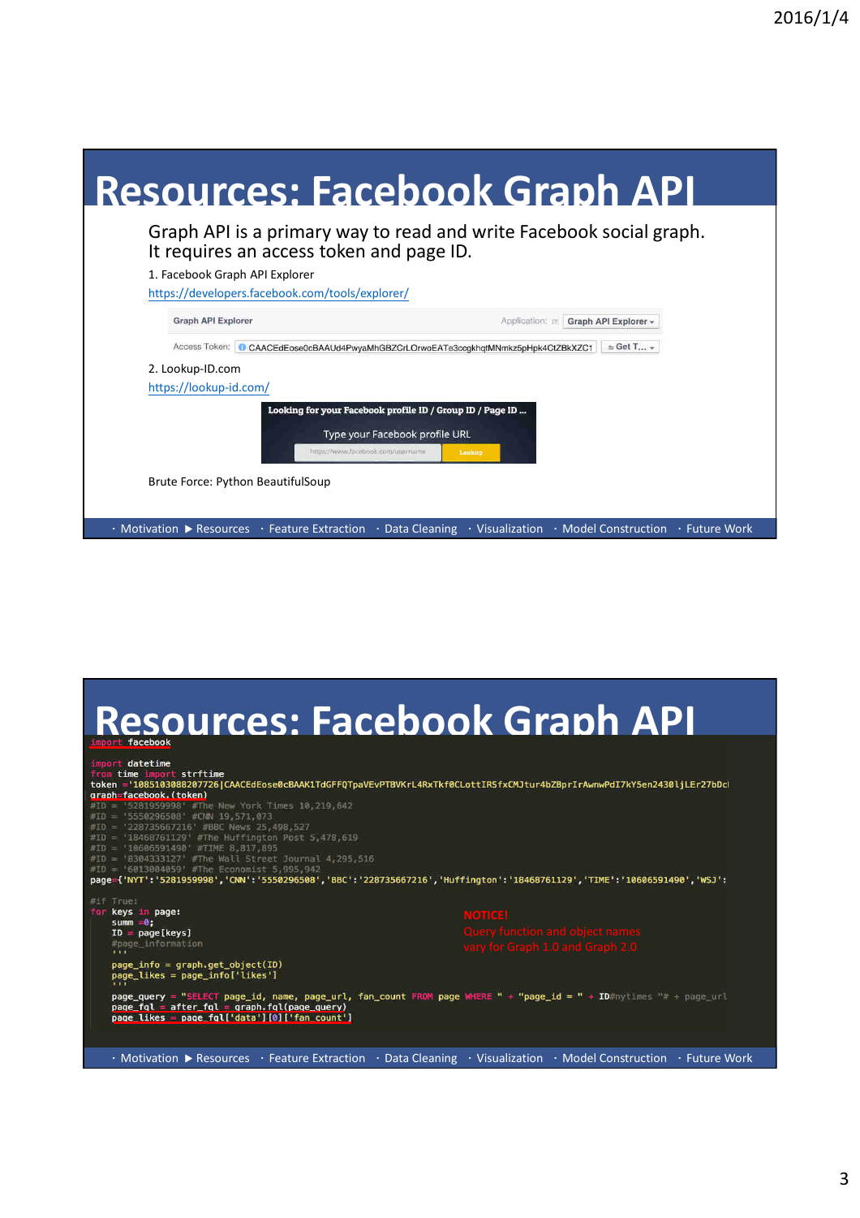# Resources: Facebook Graph API

Graph API is a primary way to read and write Facebook social graph.
It requires an access token and page ID.

1. Facebook Graph API Explorer

https://developers.facebook.com/tools/explorer/

Graph API Explorer — Application: Graph API Explorer

Access Token: CAACEdEose0cBAAUd4PwyaMhGBZCrLOrwoEATe3cogkhqtMNmkz5pHpk4CtZBkXZC1 — Get T...

2. Lookup-ID.com

https://lookup-id.com/

Looking for your Facebook profile ID / Group ID / Page ID ...

Type your Facebook profile URL

https://www.facebook.com/username — Lookup

Brute Force: Python BeautifulSoup

· Motivation ▶ Resources · Feature Extraction · Data Cleaning · Visualization · Model Construction · Future Work

# Resources: Facebook Graph API

```
import facebook

import datetime
from time import strftime
token ='1085103088207726|CAACEdEose0cBAAK1TdGFFQTpaVEvPTBVKrL4RxTkf0CLottIRSfxCMJtur4bZBprIrAwnwPdI7kY5en2430ljLEr27bDc
graph=facebook.(token)
#ID = '5281959998' #The New York Times 10,219,642
#ID = '5550296508' #CNN 19,571,073
#ID = '228735667216' #BBC News 25,498,527
#ID = '18468761129' #The Huffington Post 5,478,619
#ID = '10606591490' #TIME 8,817,895
#ID = '8304333127' #The Wall Street Journal 4,295,516
#ID = '6013004059' #The Economist 5,995,942
page={'NYT':'5281959998','CNN':'5550296508','BBC':'228735667216','Huffington':'18468761129','TIME':'10606591490','WSJ':

#if True:
for keys in page:
    summ =0;
    ID = page[keys]
    #page_information
    '''
    page_info = graph.get_object(ID)
    page_likes = page_info['likes']
    '''
    page_query = "SELECT page_id, name, page_url, fan_count FROM page WHERE " + "page_id = " + ID#nytimes "# + page_url
    page_fql = after_fql = graph.fql(page_query)
    page_likes = page_fql['data'][0]['fan_count']
```

NOTICE!
Query function and object names vary for Graph 1.0 and Graph 2.0

· Motivation ▶ Resources · Feature Extraction · Data Cleaning · Visualization · Model Construction · Future Work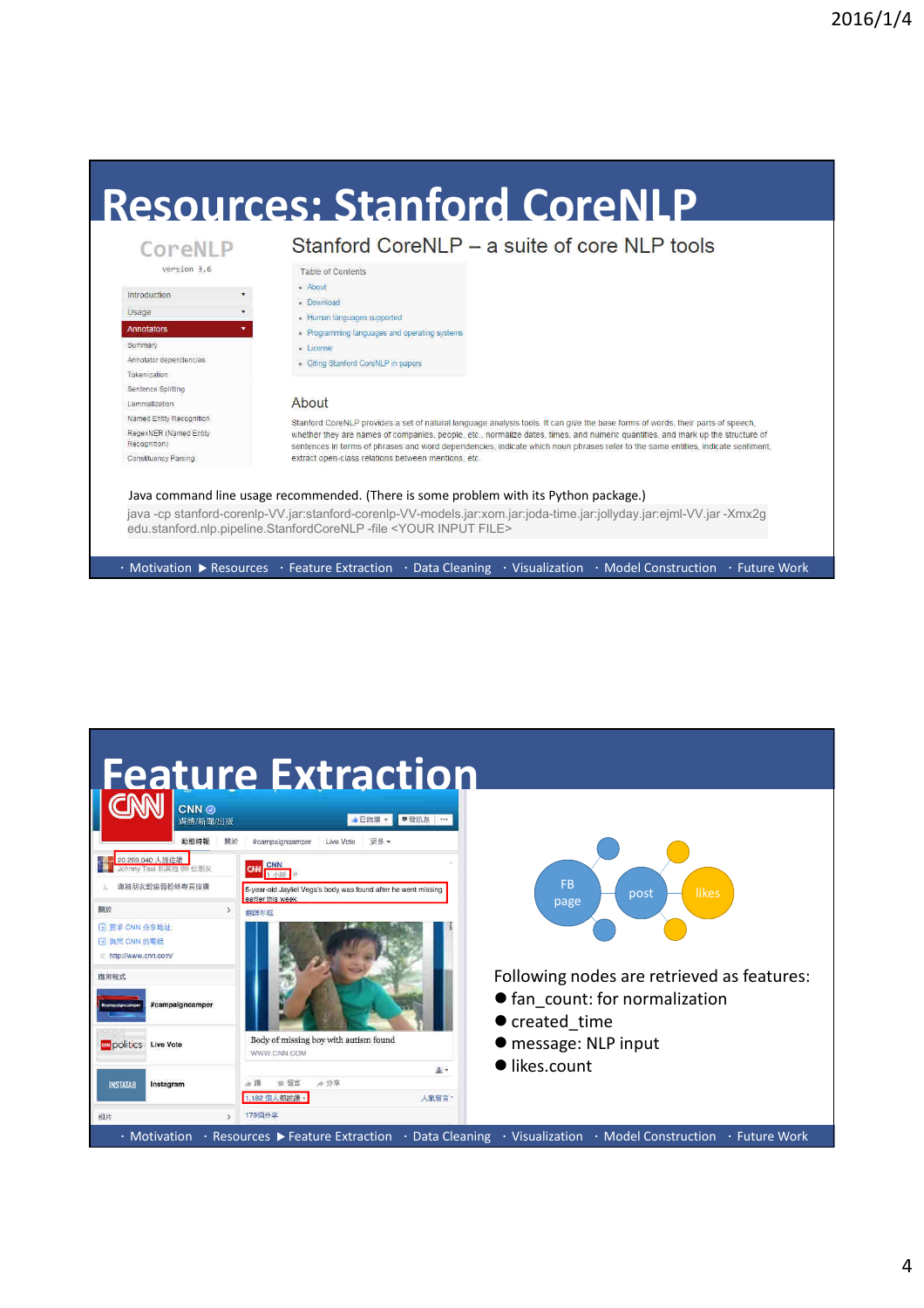# Resources: Stanford CoreNLP

CoreNLP
version 3.6

- Introduction
- Usage
- Annotators
- Summary
- Annotator dependencies
- Tokenization
- Sentence Splitting
- Lemmatization
- Named Entity Recognition
- RegexNER (Named Entity Recognition)
- Constituency Parsing

## Stanford CoreNLP – a suite of core NLP tools

Table of Contents

- About
- Download
- Human languages supported
- Programming languages and operating systems
- License
- Citing Stanford CoreNLP in papers

### About

Stanford CoreNLP provides a set of natural language analysis tools. It can give the base forms of words, their parts of speech, whether they are names of companies, people, etc., normalize dates, times, and numeric quantities, and mark up the structure of sentences in terms of phrases and word dependencies, indicate which noun phrases refer to the same entities, indicate sentiment, extract open-class relations between mentions, etc.

Java command line usage recommended. (There is some problem with its Python package.)

```
java -cp stanford-corenlp-VV.jar:stanford-corenlp-VV-models.jar:xom.jar:joda-time.jar:jollyday.jar:ejml-VV.jar -Xmx2g edu.stanford.nlp.pipeline.StanfordCoreNLP -file <YOUR INPUT FILE>
```

・Motivation ▶ Resources ・Feature Extraction ・Data Cleaning ・Visualization ・Model Construction ・Future Work

# Feature Extraction

FB page
post
likes

Following nodes are retrieved as features:

- fan_count: for normalization
- created_time
- message: NLP input
- likes.count

・Motivation ・Resources ▶ Feature Extraction ・Data Cleaning ・Visualization ・Model Construction ・Future Work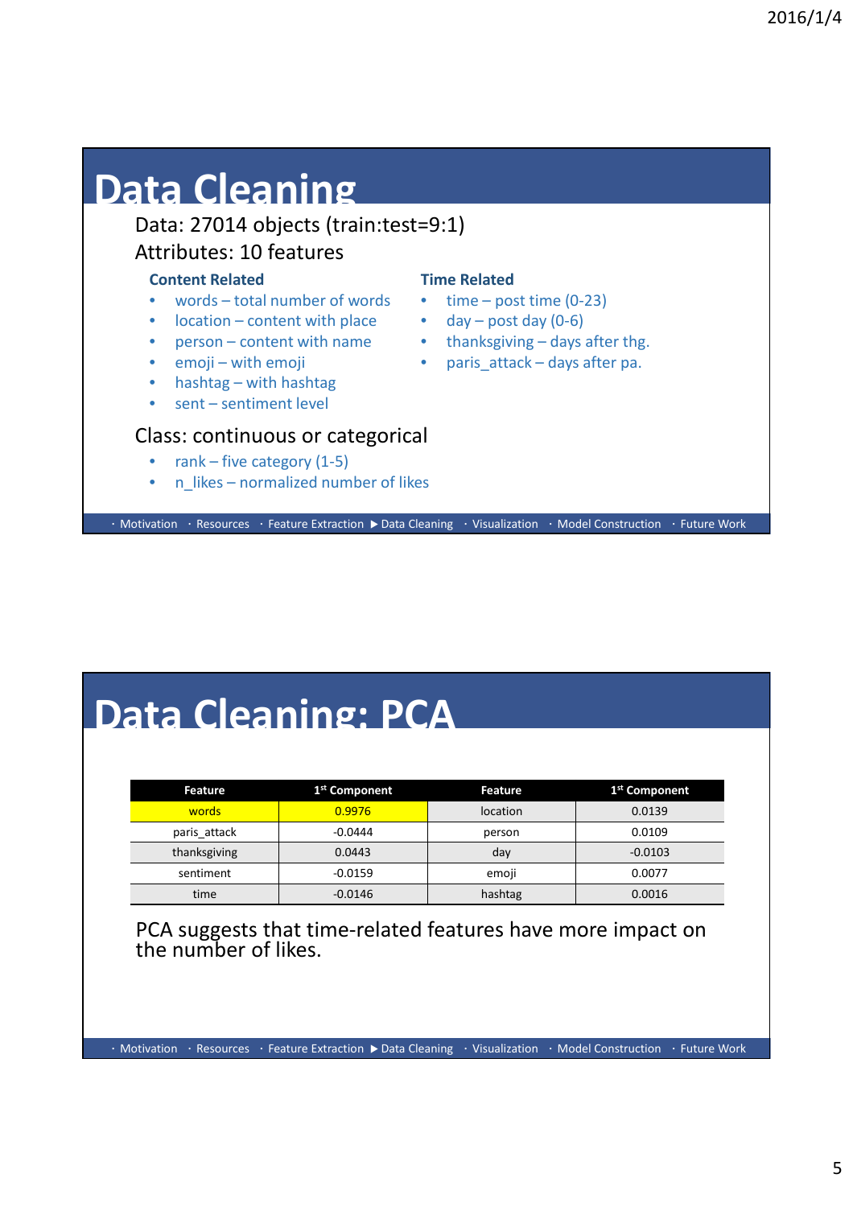# Data Cleaning

Data: 27014 objects (train:test=9:1)

Attributes: 10 features

**Content Related**

- words – total number of words
- location – content with place
- person – content with name
- emoji – with emoji
- hashtag – with hashtag
- sent – sentiment level

**Time Related**

- time – post time (0-23)
- day – post day (0-6)
- thanksgiving – days after thg.
- paris_attack – days after pa.

Class: continuous or categorical

- rank – five category (1-5)
- n_likes – normalized number of likes

· Motivation · Resources · Feature Extraction ▶ Data Cleaning · Visualization · Model Construction · Future Work

# Data Cleaning: PCA

| Feature | 1st Component | Feature | 1st Component |
|---|---|---|---|
| words | 0.9976 | location | 0.0139 |
| paris_attack | -0.0444 | person | 0.0109 |
| thanksgiving | 0.0443 | day | -0.0103 |
| sentiment | -0.0159 | emoji | 0.0077 |
| time | -0.0146 | hashtag | 0.0016 |

PCA suggests that time-related features have more impact on the number of likes.

· Motivation · Resources · Feature Extraction ▶ Data Cleaning · Visualization · Model Construction · Future Work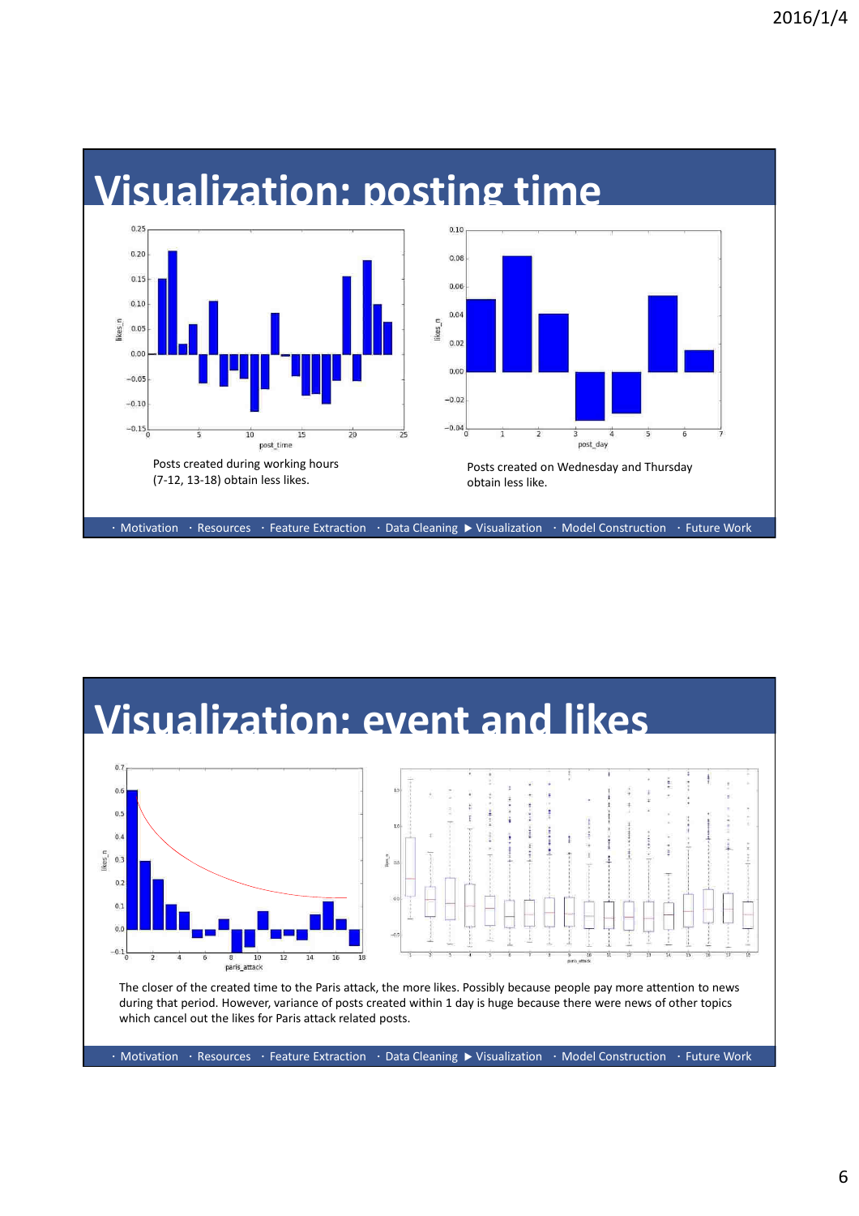# Visualization: posting time

0.25
0.20
0.15
0.10
0.05
0.00
−0.05
−0.10
−0.15
likes_n
0
5
10
15
20
25
post_time

Posts created during working hours (7-12, 13-18) obtain less likes.

0.10
0.08
0.06
0.04
0.02
0.00
−0.02
−0.04
likes_n
0
1
2
3
4
5
6
7
post_day

Posts created on Wednesday and Thursday obtain less like.

· Motivation · Resources · Feature Extraction · Data Cleaning ▶ Visualization · Model Construction · Future Work

# Visualization: event and likes

0.7
0.6
0.5
0.4
0.3
0.2
0.1
0.0
−0.1
likes_n
0
2
4
6
8
10
12
14
16
18
paris_attack

likes_n
paris_attack
1
2
3
4
5
6
7
8
9
10
11
12
13
14
15
16
17
18

The closer of the created time to the Paris attack, the more likes. Possibly because people pay more attention to news during that period. However, variance of posts created within 1 day is huge because there were news of other topics which cancel out the likes for Paris attack related posts.

· Motivation · Resources · Feature Extraction · Data Cleaning ▶ Visualization · Model Construction · Future Work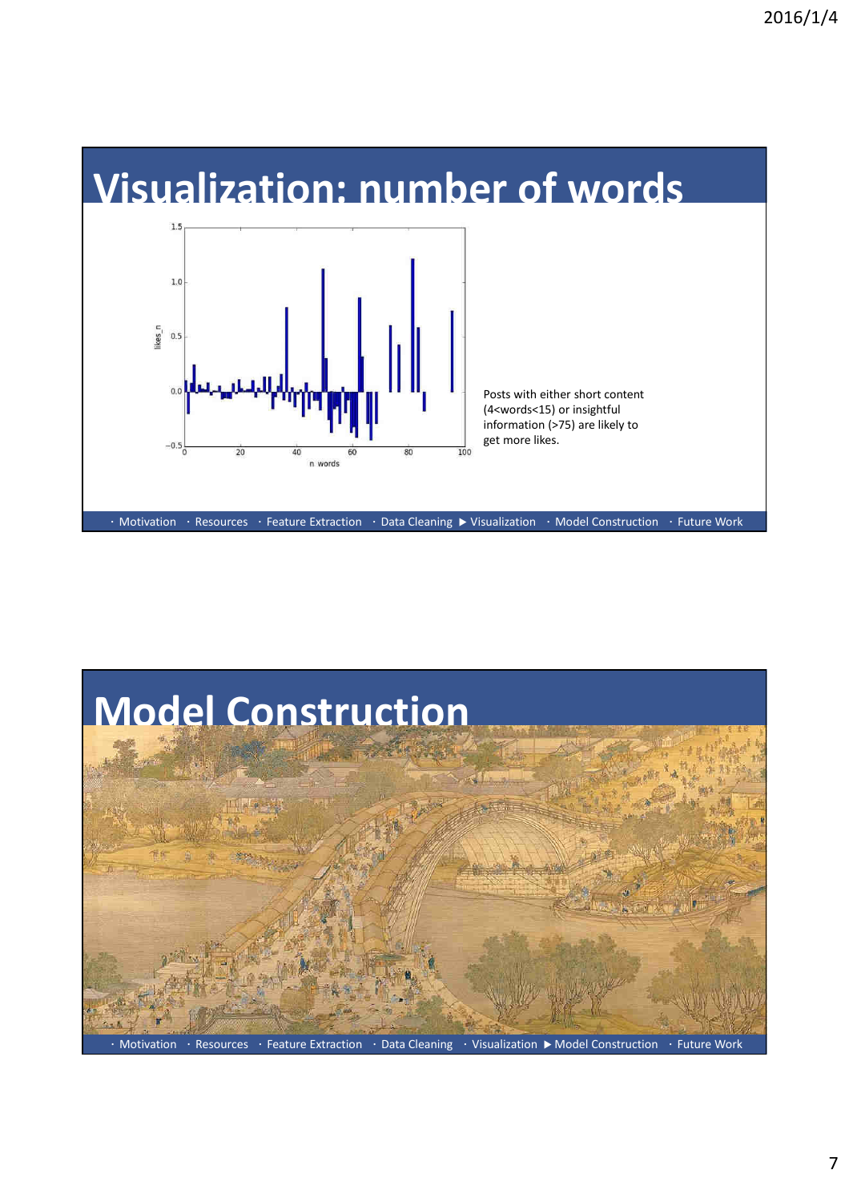# Visualization: number of words

1.5

1.0

0.5

0.0

−0.5

likes_n

0

20

40

60

80

100

n_words

Posts with either short content (4<words<15) or insightful information (>75) are likely to get more likes.

· Motivation · Resources · Feature Extraction · Data Cleaning ▶ Visualization · Model Construction · Future Work

# Model Construction

· Motivation · Resources · Feature Extraction · Data Cleaning · Visualization ▶ Model Construction · Future Work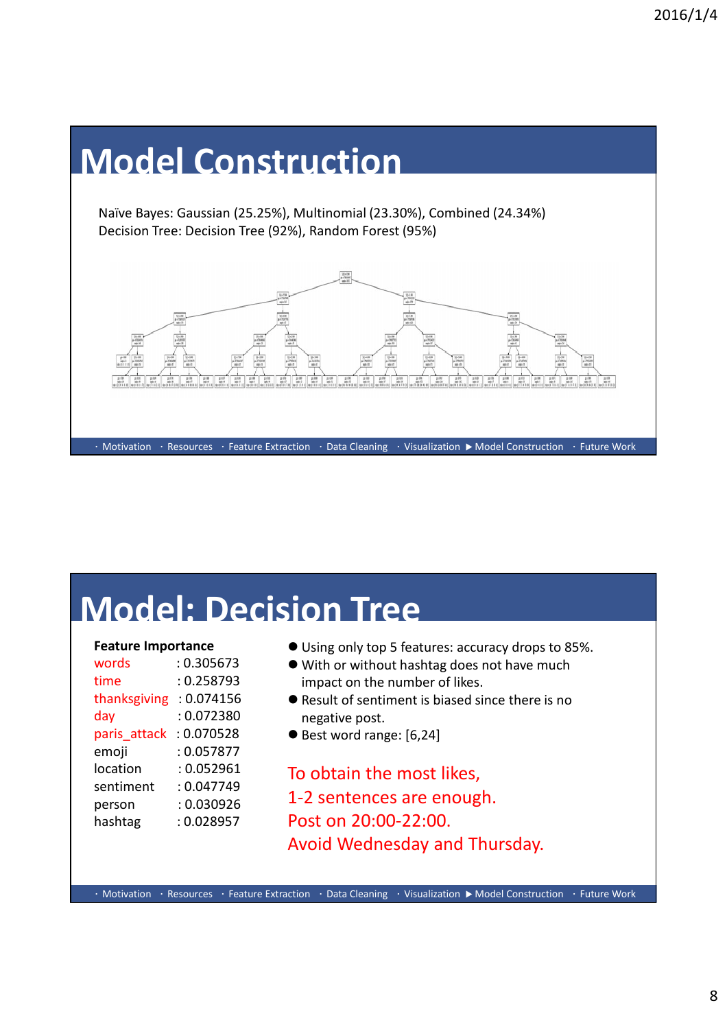# Model Construction

Naïve Bayes: Gaussian (25.25%), Multinomial (23.30%), Combined (24.34%)
Decision Tree: Decision Tree (92%), Random Forest (95%)

・Motivation ・Resources ・Feature Extraction ・Data Cleaning ・Visualization ▶ Model Construction ・Future Work

# Model: Decision Tree

**Feature Importance**

| | |
|---|---|
| words | : 0.305673 |
| time | : 0.258793 |
| thanksgiving | : 0.074156 |
| day | : 0.072380 |
| paris_attack | : 0.070528 |
| emoji | : 0.057877 |
| location | : 0.052961 |
| sentiment | : 0.047749 |
| person | : 0.030926 |
| hashtag | : 0.028957 |

- Using only top 5 features: accuracy drops to 85%.
- With or without hashtag does not have much impact on the number of likes.
- Result of sentiment is biased since there is no negative post.
- Best word range: [6,24]

To obtain the most likes,
1-2 sentences are enough.
Post on 20:00-22:00.
Avoid Wednesday and Thursday.

・Motivation ・Resources ・Feature Extraction ・Data Cleaning ・Visualization ▶ Model Construction ・Future Work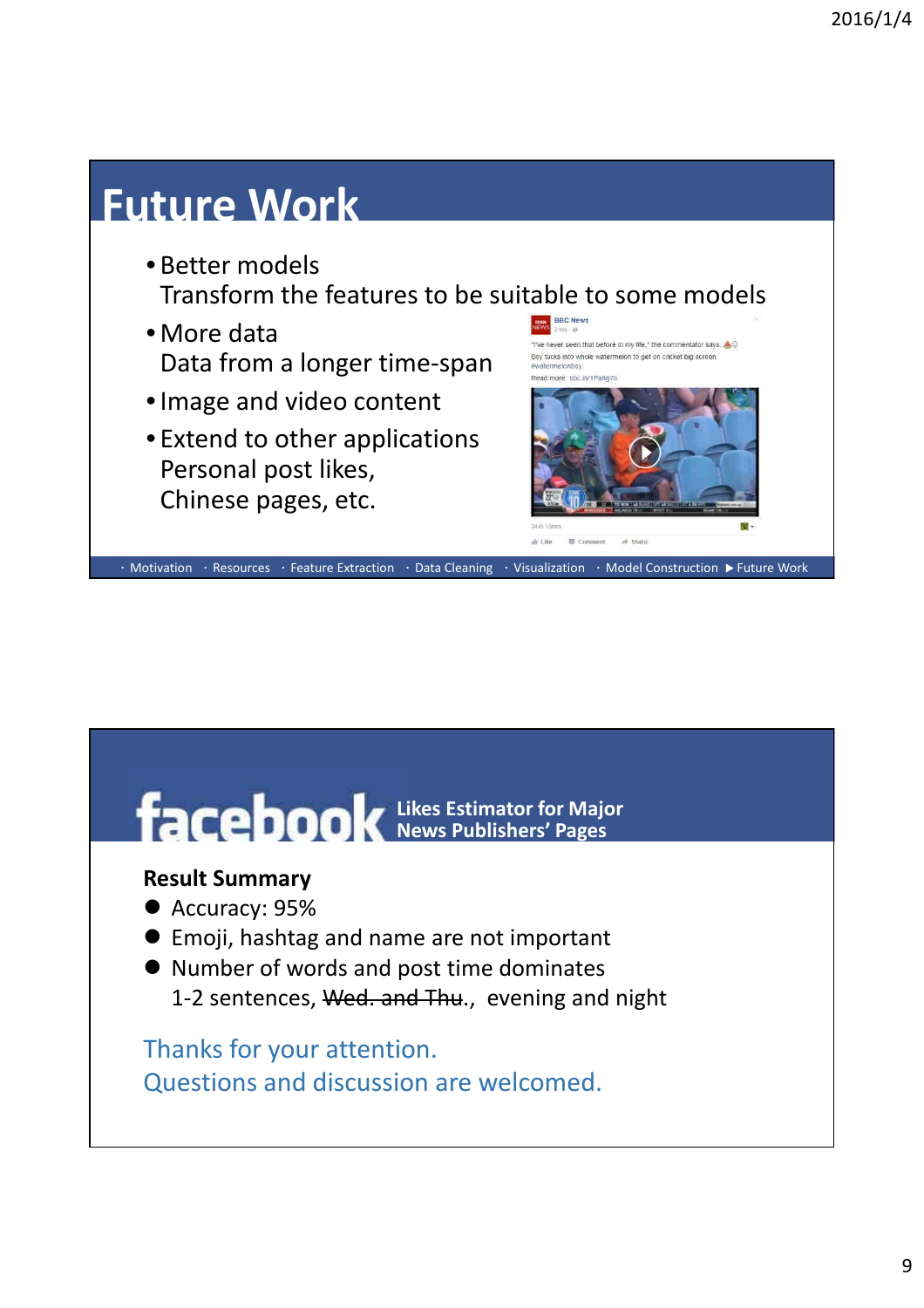# Future Work

- Better models
  Transform the features to be suitable to some models
- More data
  Data from a longer time-span
- Image and video content
- Extend to other applications
  Personal post likes,
  Chinese pages, etc.

· Motivation · Resources · Feature Extraction · Data Cleaning · Visualization · Model Construction ▶ Future Work

# facebook Likes Estimator for Major News Publishers' Pages

**Result Summary**

- Accuracy: 95%
- Emoji, hashtag and name are not important
- Number of words and post time dominates
  1-2 sentences, ~~Wed. and Thu~~., evening and night

Thanks for your attention.
Questions and discussion are welcomed.